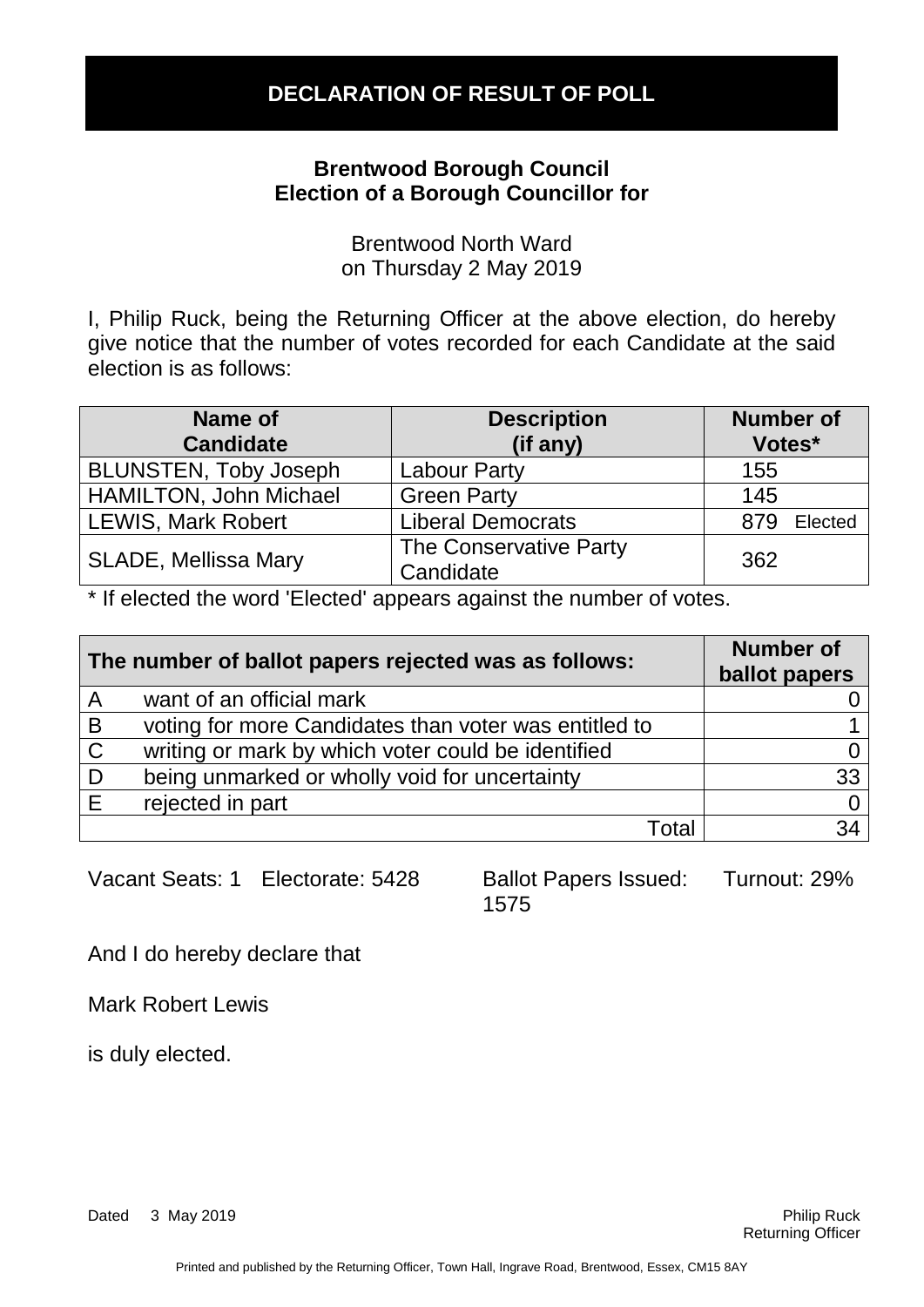# DECLARATION OF RESULT OF POLL

**Brentwood Borough Council**
**Election of a Borough Councillor for**

Brentwood North Ward
on Thursday 2 May 2019

I, Philip Ruck, being the Returning Officer at the above election, do hereby give notice that the number of votes recorded for each Candidate at the said election is as follows:

| Name of Candidate | Description (if any) | Number of Votes* |
|---|---|---|
| BLUNSTEN, Toby Joseph | Labour Party | 155 |
| HAMILTON, John Michael | Green Party | 145 |
| LEWIS, Mark Robert | Liberal Democrats | 879 Elected |
| SLADE, Mellissa Mary | The Conservative Party Candidate | 362 |

* If elected the word 'Elected' appears against the number of votes.

| The number of ballot papers rejected was as follows: | | Number of ballot papers |
|---|---|---|
| A | want of an official mark | 0 |
| B | voting for more Candidates than voter was entitled to | 1 |
| C | writing or mark by which voter could be identified | 0 |
| D | being unmarked or wholly void for uncertainty | 33 |
| E | rejected in part | 0 |
| | Total | 34 |

Vacant Seats: 1 Electorate: 5428 Ballot Papers Issued: 1575 Turnout: 29%

And I do hereby declare that

Mark Robert Lewis

is duly elected.

Dated 3 May 2019

Philip Ruck
Returning Officer

Printed and published by the Returning Officer, Town Hall, Ingrave Road, Brentwood, Essex, CM15 8AY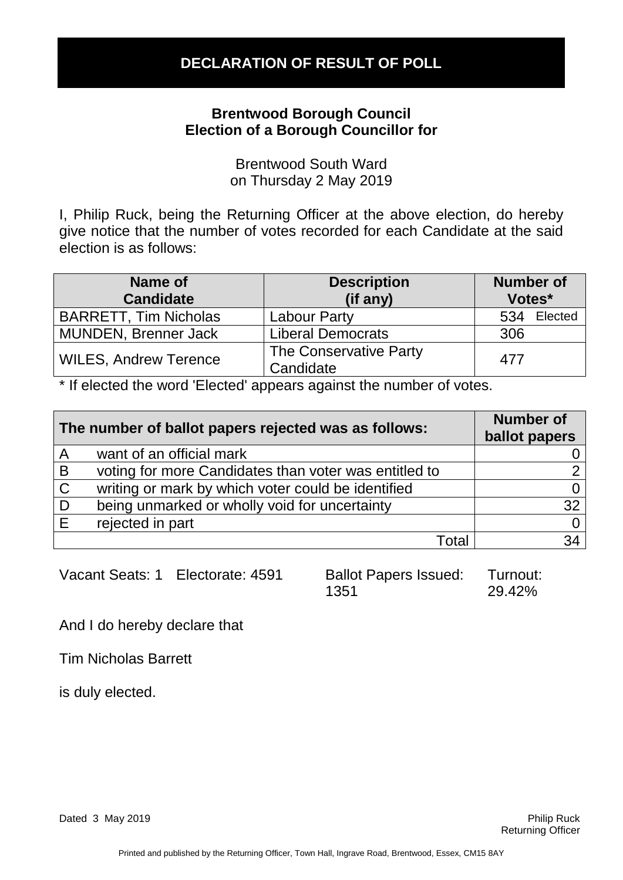# DECLARATION OF RESULT OF POLL

**Brentwood Borough Council**
**Election of a Borough Councillor for**

Brentwood South Ward
on Thursday 2 May 2019

I, Philip Ruck, being the Returning Officer at the above election, do hereby give notice that the number of votes recorded for each Candidate at the said election is as follows:

| Name of Candidate | Description (if any) | Number of Votes* |
|---|---|---|
| BARRETT, Tim Nicholas | Labour Party | 534 Elected |
| MUNDEN, Brenner Jack | Liberal Democrats | 306 |
| WILES, Andrew Terence | The Conservative Party Candidate | 477 |

* If elected the word 'Elected' appears against the number of votes.

| The number of ballot papers rejected was as follows: | | Number of ballot papers |
|---|---|---|
| A | want of an official mark | 0 |
| B | voting for more Candidates than voter was entitled to | 2 |
| C | writing or mark by which voter could be identified | 0 |
| D | being unmarked or wholly void for uncertainty | 32 |
| E | rejected in part | 0 |
| | Total | 34 |

Vacant Seats: 1 Electorate: 4591 Ballot Papers Issued: 1351 Turnout: 29.42%

And I do hereby declare that

Tim Nicholas Barrett

is duly elected.

Dated 3 May 2019

Philip Ruck
Returning Officer

Printed and published by the Returning Officer, Town Hall, Ingrave Road, Brentwood, Essex, CM15 8AY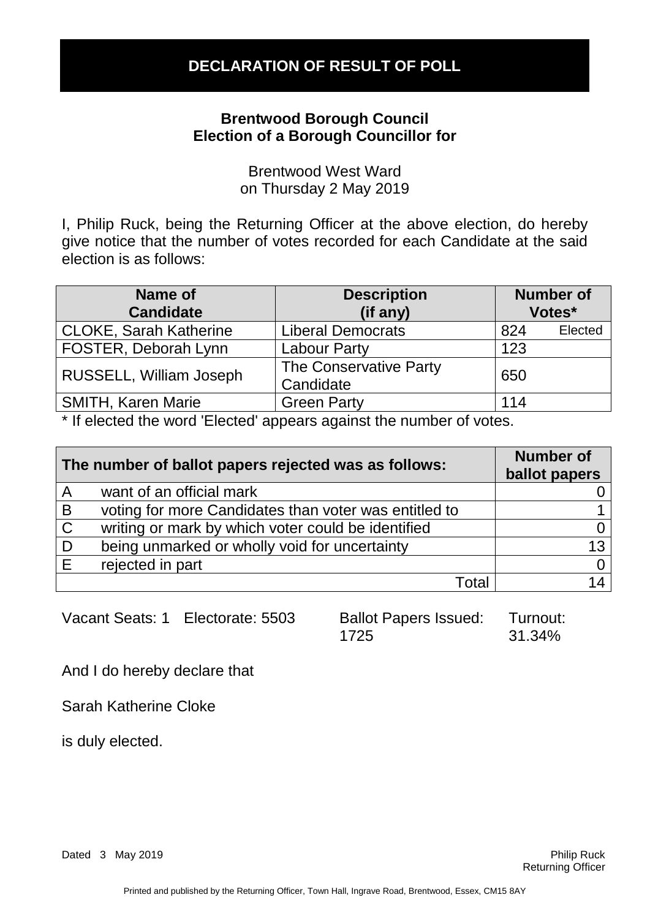# DECLARATION OF RESULT OF POLL

**Brentwood Borough Council**
**Election of a Borough Councillor for**

Brentwood West Ward
on Thursday 2 May 2019

I, Philip Ruck, being the Returning Officer at the above election, do hereby give notice that the number of votes recorded for each Candidate at the said election is as follows:

| Name of Candidate | Description (if any) | Number of Votes* |
|---|---|---|
| CLOKE, Sarah Katherine | Liberal Democrats | 824 Elected |
| FOSTER, Deborah Lynn | Labour Party | 123 |
| RUSSELL, William Joseph | The Conservative Party Candidate | 650 |
| SMITH, Karen Marie | Green Party | 114 |

* If elected the word 'Elected' appears against the number of votes.

| | The number of ballot papers rejected was as follows: | Number of ballot papers |
|---|---|---|
| A | want of an official mark | 0 |
| B | voting for more Candidates than voter was entitled to | 1 |
| C | writing or mark by which voter could be identified | 0 |
| D | being unmarked or wholly void for uncertainty | 13 |
| E | rejected in part | 0 |
| | Total | 14 |

Vacant Seats: 1 Electorate: 5503 Ballot Papers Issued: 1725 Turnout: 31.34%

And I do hereby declare that

Sarah Katherine Cloke

is duly elected.

Dated 3 May 2019

Philip Ruck
Returning Officer

Printed and published by the Returning Officer, Town Hall, Ingrave Road, Brentwood, Essex, CM15 8AY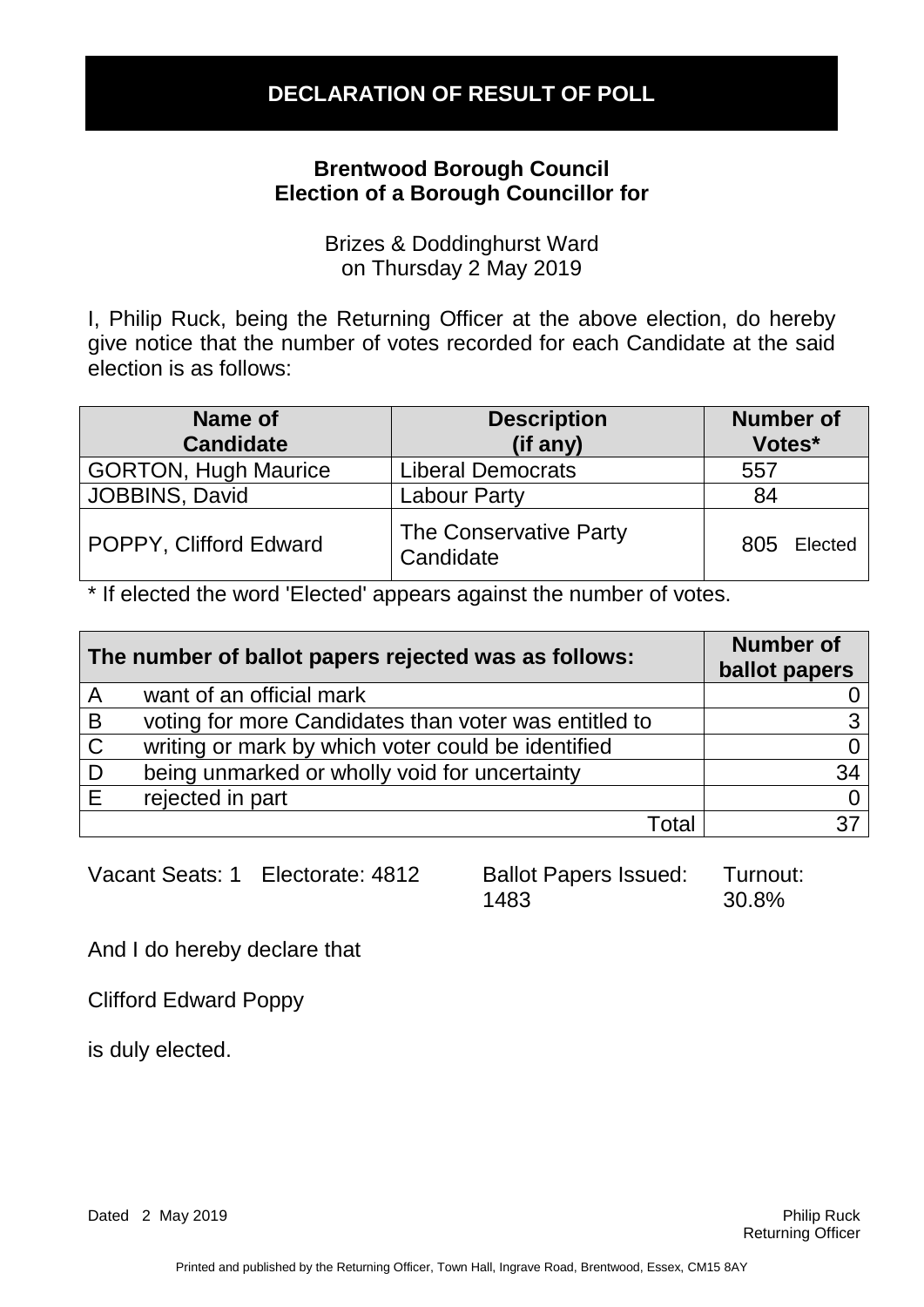# DECLARATION OF RESULT OF POLL

**Brentwood Borough Council**
**Election of a Borough Councillor for**

Brizes & Doddinghurst Ward
on Thursday 2 May 2019

I, Philip Ruck, being the Returning Officer at the above election, do hereby give notice that the number of votes recorded for each Candidate at the said election is as follows:

| Name of Candidate | Description (if any) | Number of Votes* |
|---|---|---|
| GORTON, Hugh Maurice | Liberal Democrats | 557 |
| JOBBINS, David | Labour Party | 84 |
| POPPY, Clifford Edward | The Conservative Party Candidate | 805 Elected |

* If elected the word 'Elected' appears against the number of votes.

| The number of ballot papers rejected was as follows: | | Number of ballot papers |
|---|---|---|
| A | want of an official mark | 0 |
| B | voting for more Candidates than voter was entitled to | 3 |
| C | writing or mark by which voter could be identified | 0 |
| D | being unmarked or wholly void for uncertainty | 34 |
| E | rejected in part | 0 |
| | Total | 37 |

Vacant Seats: 1 Electorate: 4812 Ballot Papers Issued: 1483 Turnout: 30.8%

And I do hereby declare that

Clifford Edward Poppy

is duly elected.

Dated 2 May 2019

Philip Ruck
Returning Officer

Printed and published by the Returning Officer, Town Hall, Ingrave Road, Brentwood, Essex, CM15 8AY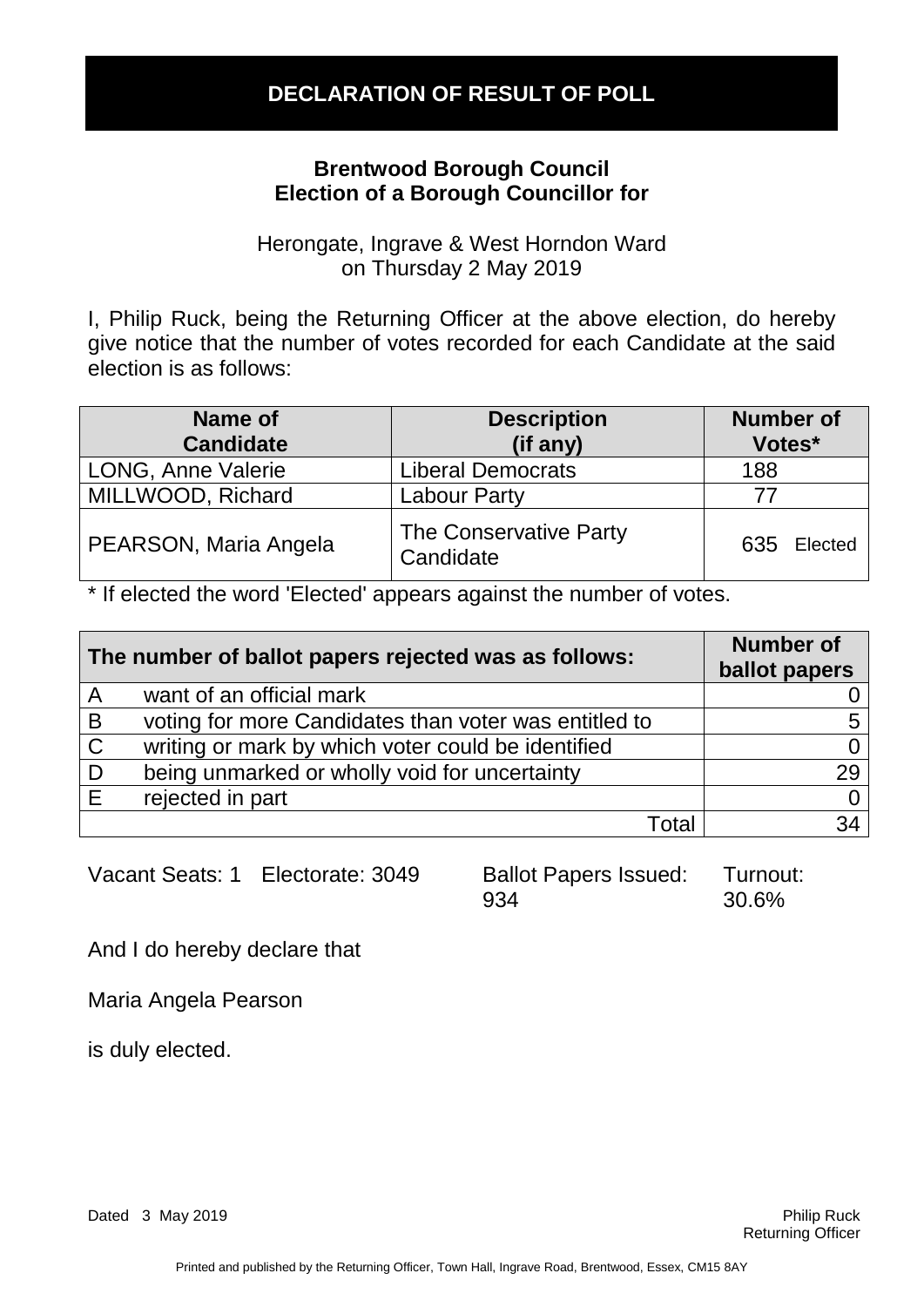# DECLARATION OF RESULT OF POLL

**Brentwood Borough Council**
**Election of a Borough Councillor for**

Herongate, Ingrave & West Horndon Ward
on Thursday 2 May 2019

I, Philip Ruck, being the Returning Officer at the above election, do hereby give notice that the number of votes recorded for each Candidate at the said election is as follows:

| Name of Candidate | Description (if any) | Number of Votes* |
|---|---|---|
| LONG, Anne Valerie | Liberal Democrats | 188 |
| MILLWOOD, Richard | Labour Party | 77 |
| PEARSON, Maria Angela | The Conservative Party Candidate | 635 Elected |

* If elected the word 'Elected' appears against the number of votes.

| The number of ballot papers rejected was as follows: | | Number of ballot papers |
|---|---|---|
| A | want of an official mark | 0 |
| B | voting for more Candidates than voter was entitled to | 5 |
| C | writing or mark by which voter could be identified | 0 |
| D | being unmarked or wholly void for uncertainty | 29 |
| E | rejected in part | 0 |
| | Total | 34 |

Vacant Seats: 1 Electorate: 3049 Ballot Papers Issued: 934 Turnout: 30.6%

And I do hereby declare that

Maria Angela Pearson

is duly elected.

Dated 3 May 2019

Philip Ruck
Returning Officer

Printed and published by the Returning Officer, Town Hall, Ingrave Road, Brentwood, Essex, CM15 8AY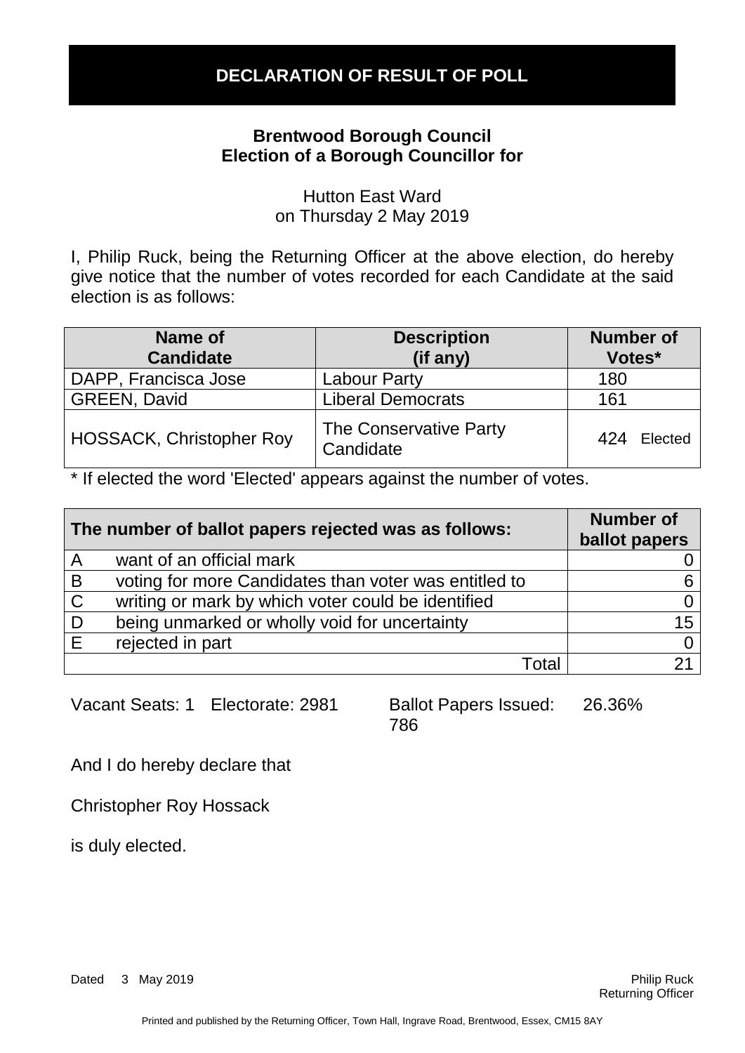# DECLARATION OF RESULT OF POLL

**Brentwood Borough Council**
**Election of a Borough Councillor for**

Hutton East Ward
on Thursday 2 May 2019

I, Philip Ruck, being the Returning Officer at the above election, do hereby give notice that the number of votes recorded for each Candidate at the said election is as follows:

| Name of Candidate | Description (if any) | Number of Votes* |
|---|---|---|
| DAPP, Francisca Jose | Labour Party | 180 |
| GREEN, David | Liberal Democrats | 161 |
| HOSSACK, Christopher Roy | The Conservative Party Candidate | 424 Elected |

* If elected the word 'Elected' appears against the number of votes.

| The number of ballot papers rejected was as follows: | | Number of ballot papers |
|---|---|---|
| A | want of an official mark | 0 |
| B | voting for more Candidates than voter was entitled to | 6 |
| C | writing or mark by which voter could be identified | 0 |
| D | being unmarked or wholly void for uncertainty | 15 |
| E | rejected in part | 0 |
| | Total | 21 |

Vacant Seats: 1 Electorate: 2981 Ballot Papers Issued: 786 26.36%

And I do hereby declare that

Christopher Roy Hossack

is duly elected.

Dated 3 May 2019

Philip Ruck
Returning Officer

Printed and published by the Returning Officer, Town Hall, Ingrave Road, Brentwood, Essex, CM15 8AY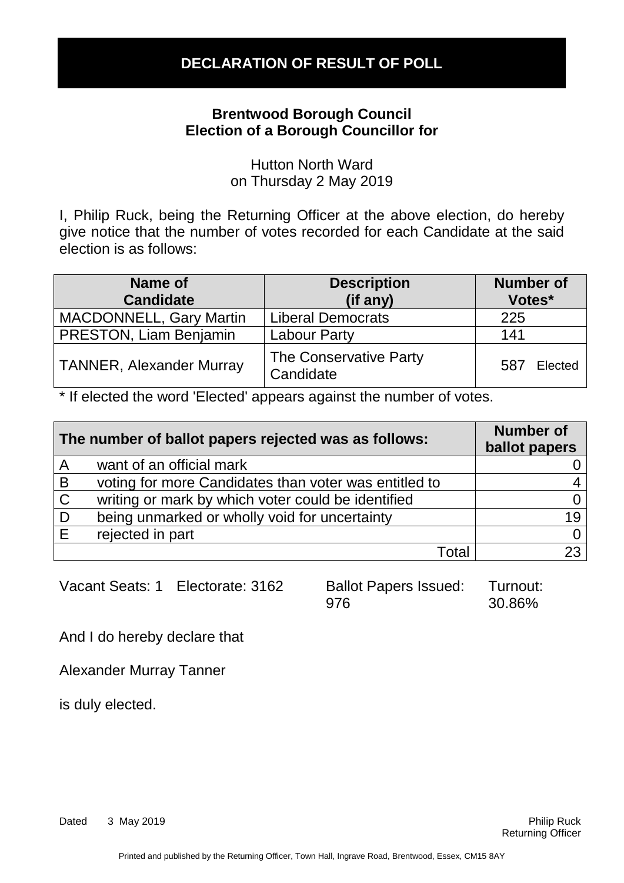# DECLARATION OF RESULT OF POLL

**Brentwood Borough Council**
**Election of a Borough Councillor for**

Hutton North Ward
on Thursday 2 May 2019

I, Philip Ruck, being the Returning Officer at the above election, do hereby give notice that the number of votes recorded for each Candidate at the said election is as follows:

| Name of Candidate | Description (if any) | Number of Votes* |
|---|---|---|
| MACDONNELL, Gary Martin | Liberal Democrats | 225 |
| PRESTON, Liam Benjamin | Labour Party | 141 |
| TANNER, Alexander Murray | The Conservative Party Candidate | 587 Elected |

* If elected the word 'Elected' appears against the number of votes.

| | The number of ballot papers rejected was as follows: | Number of ballot papers |
|---|---|---|
| A | want of an official mark | 0 |
| B | voting for more Candidates than voter was entitled to | 4 |
| C | writing or mark by which voter could be identified | 0 |
| D | being unmarked or wholly void for uncertainty | 19 |
| E | rejected in part | 0 |
| | Total | 23 |

Vacant Seats: 1 Electorate: 3162 Ballot Papers Issued: 976 Turnout: 30.86%

And I do hereby declare that

Alexander Murray Tanner

is duly elected.

Dated 3 May 2019

Philip Ruck
Returning Officer

Printed and published by the Returning Officer, Town Hall, Ingrave Road, Brentwood, Essex, CM15 8AY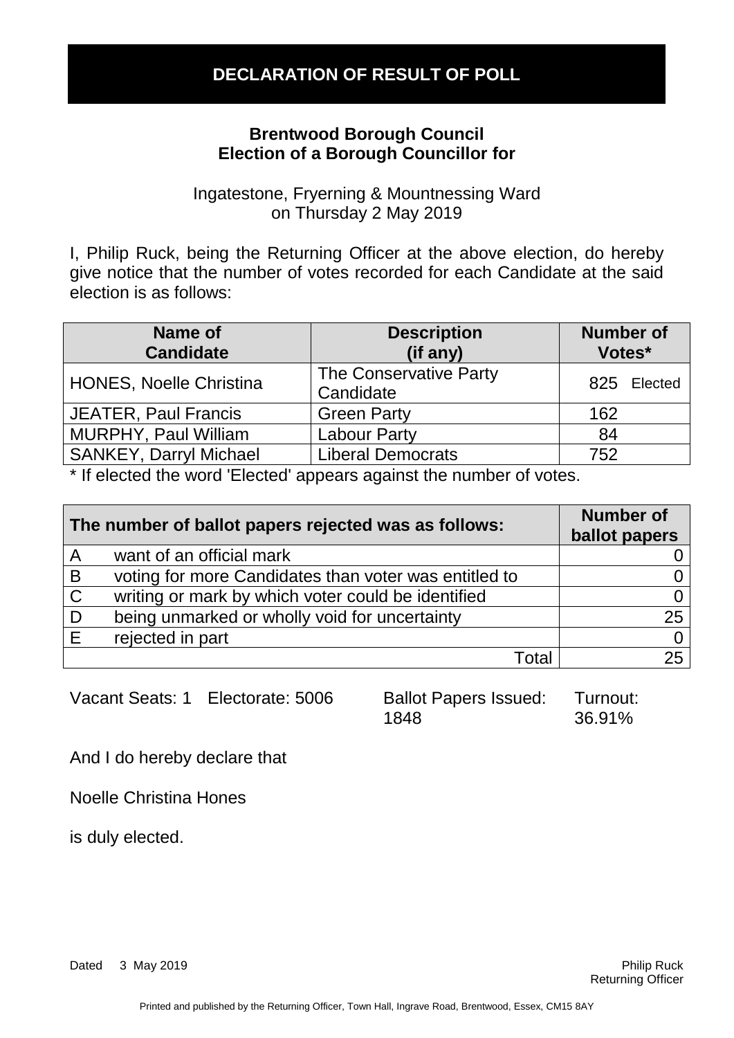# DECLARATION OF RESULT OF POLL

**Brentwood Borough Council**
**Election of a Borough Councillor for**

Ingatestone, Fryerning & Mountnessing Ward
on Thursday 2 May 2019

I, Philip Ruck, being the Returning Officer at the above election, do hereby give notice that the number of votes recorded for each Candidate at the said election is as follows:

| Name of Candidate | Description (if any) | Number of Votes* |
|---|---|---|
| HONES, Noelle Christina | The Conservative Party Candidate | 825 Elected |
| JEATER, Paul Francis | Green Party | 162 |
| MURPHY, Paul William | Labour Party | 84 |
| SANKEY, Darryl Michael | Liberal Democrats | 752 |

* If elected the word 'Elected' appears against the number of votes.

| The number of ballot papers rejected was as follows: | | Number of ballot papers |
|---|---|---|
| A | want of an official mark | 0 |
| B | voting for more Candidates than voter was entitled to | 0 |
| C | writing or mark by which voter could be identified | 0 |
| D | being unmarked or wholly void for uncertainty | 25 |
| E | rejected in part | 0 |
| | Total | 25 |

Vacant Seats: 1 Electorate: 5006 Ballot Papers Issued: 1848 Turnout: 36.91%

And I do hereby declare that

Noelle Christina Hones

is duly elected.

Dated 3 May 2019

Philip Ruck
Returning Officer

Printed and published by the Returning Officer, Town Hall, Ingrave Road, Brentwood, Essex, CM15 8AY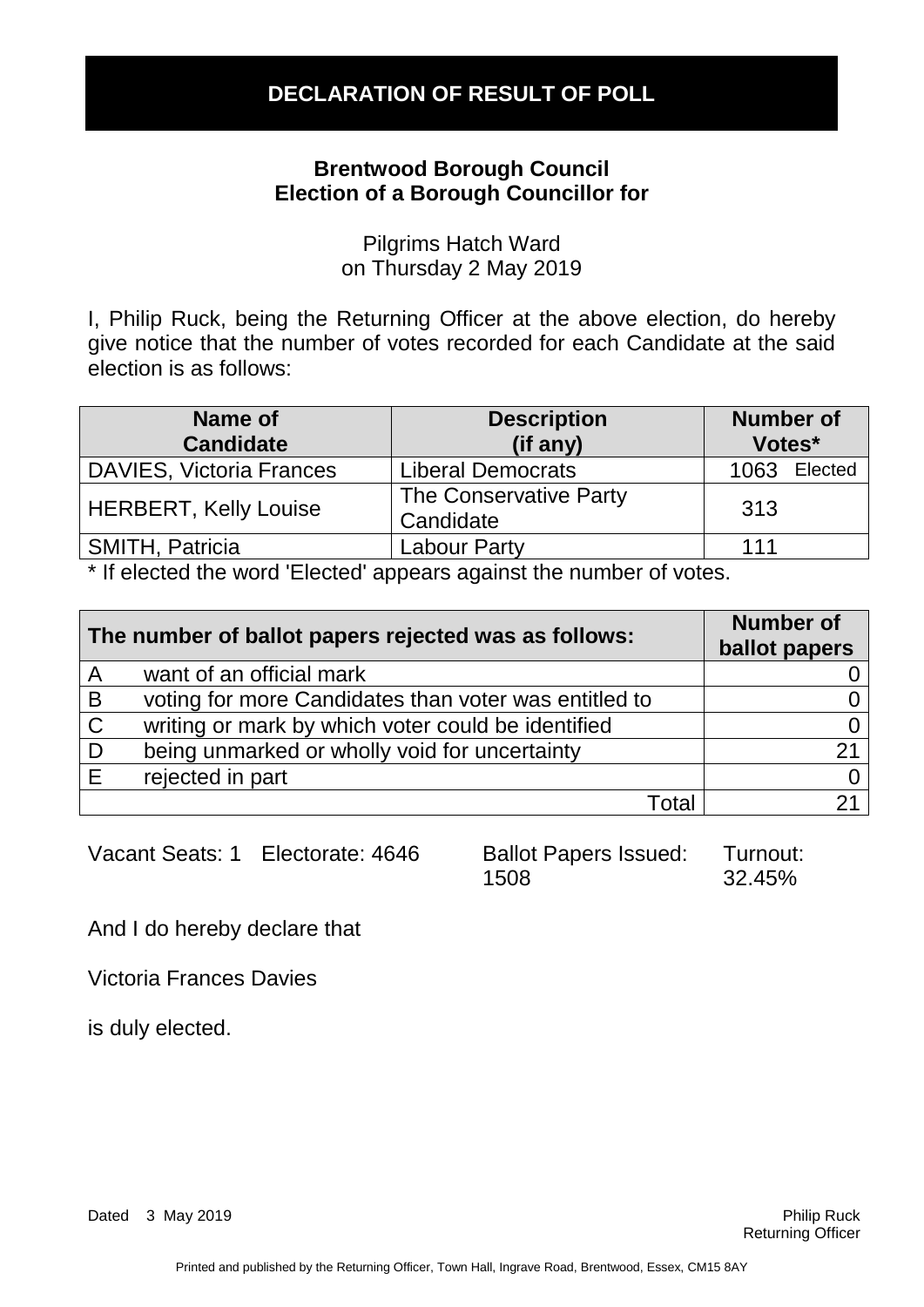# DECLARATION OF RESULT OF POLL

**Brentwood Borough Council**
**Election of a Borough Councillor for**

Pilgrims Hatch Ward
on Thursday 2 May 2019

I, Philip Ruck, being the Returning Officer at the above election, do hereby give notice that the number of votes recorded for each Candidate at the said election is as follows:

| Name of Candidate | Description (if any) | Number of Votes* |
|---|---|---|
| DAVIES, Victoria Frances | Liberal Democrats | 1063 Elected |
| HERBERT, Kelly Louise | The Conservative Party Candidate | 313 |
| SMITH, Patricia | Labour Party | 111 |

* If elected the word 'Elected' appears against the number of votes.

| The number of ballot papers rejected was as follows: | | Number of ballot papers |
|---|---|---|
| A | want of an official mark | 0 |
| B | voting for more Candidates than voter was entitled to | 0 |
| C | writing or mark by which voter could be identified | 0 |
| D | being unmarked or wholly void for uncertainty | 21 |
| E | rejected in part | 0 |
| | Total | 21 |

Vacant Seats: 1 Electorate: 4646 Ballot Papers Issued: 1508 Turnout: 32.45%

And I do hereby declare that

Victoria Frances Davies

is duly elected.

Dated 3 May 2019

Philip Ruck
Returning Officer

Printed and published by the Returning Officer, Town Hall, Ingrave Road, Brentwood, Essex, CM15 8AY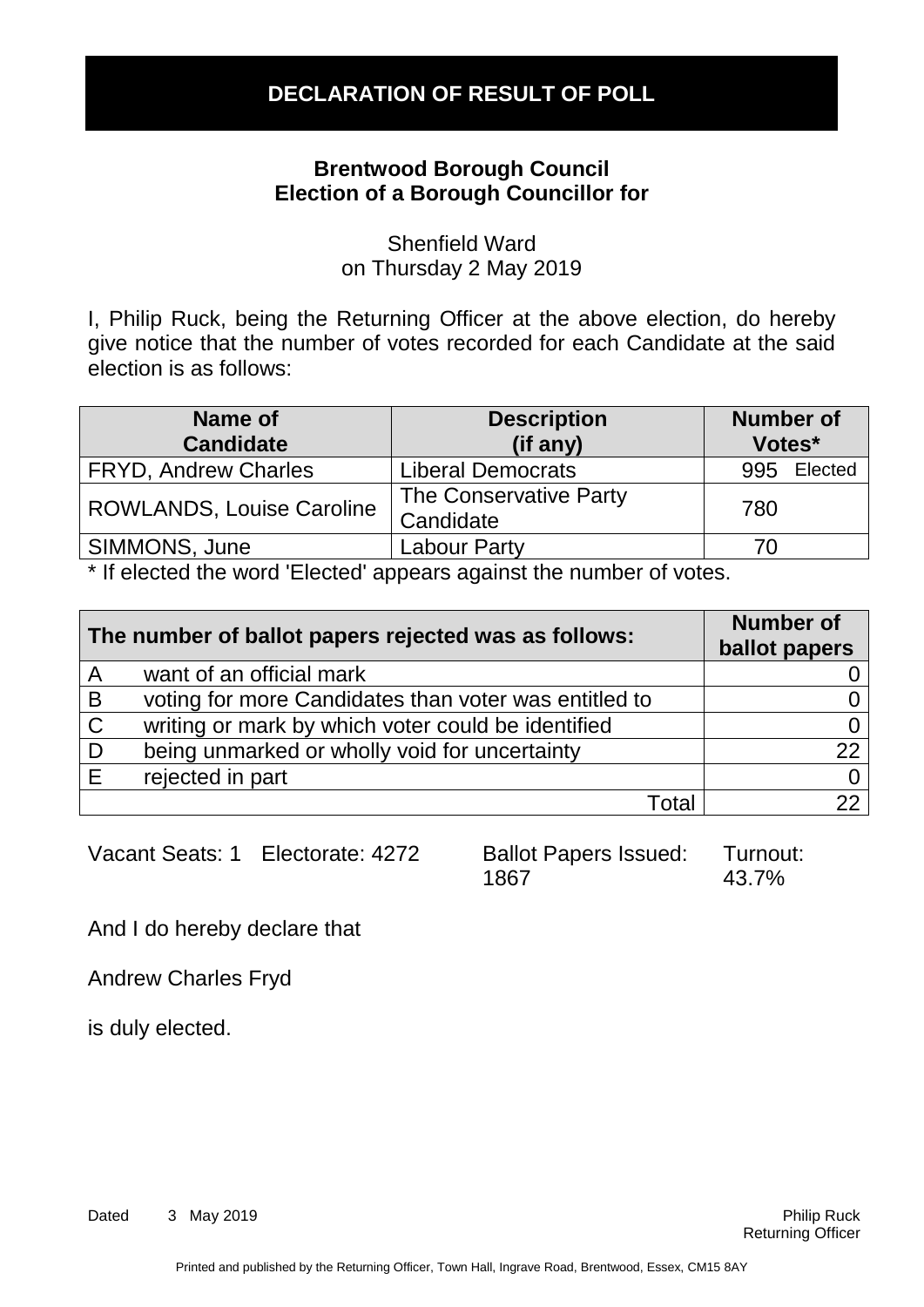# DECLARATION OF RESULT OF POLL

**Brentwood Borough Council**
**Election of a Borough Councillor for**

Shenfield Ward
on Thursday 2 May 2019

I, Philip Ruck, being the Returning Officer at the above election, do hereby give notice that the number of votes recorded for each Candidate at the said election is as follows:

| Name of Candidate | Description (if any) | Number of Votes* |
|---|---|---|
| FRYD, Andrew Charles | Liberal Democrats | 995 Elected |
| ROWLANDS, Louise Caroline | The Conservative Party Candidate | 780 |
| SIMMONS, June | Labour Party | 70 |

* If elected the word 'Elected' appears against the number of votes.

| The number of ballot papers rejected was as follows: | | Number of ballot papers |
|---|---|---|
| A | want of an official mark | 0 |
| B | voting for more Candidates than voter was entitled to | 0 |
| C | writing or mark by which voter could be identified | 0 |
| D | being unmarked or wholly void for uncertainty | 22 |
| E | rejected in part | 0 |
| | Total | 22 |

Vacant Seats: 1 Electorate: 4272 Ballot Papers Issued: 1867 Turnout: 43.7%

And I do hereby declare that

Andrew Charles Fryd

is duly elected.

Dated 3 May 2019

Philip Ruck
Returning Officer

Printed and published by the Returning Officer, Town Hall, Ingrave Road, Brentwood, Essex, CM15 8AY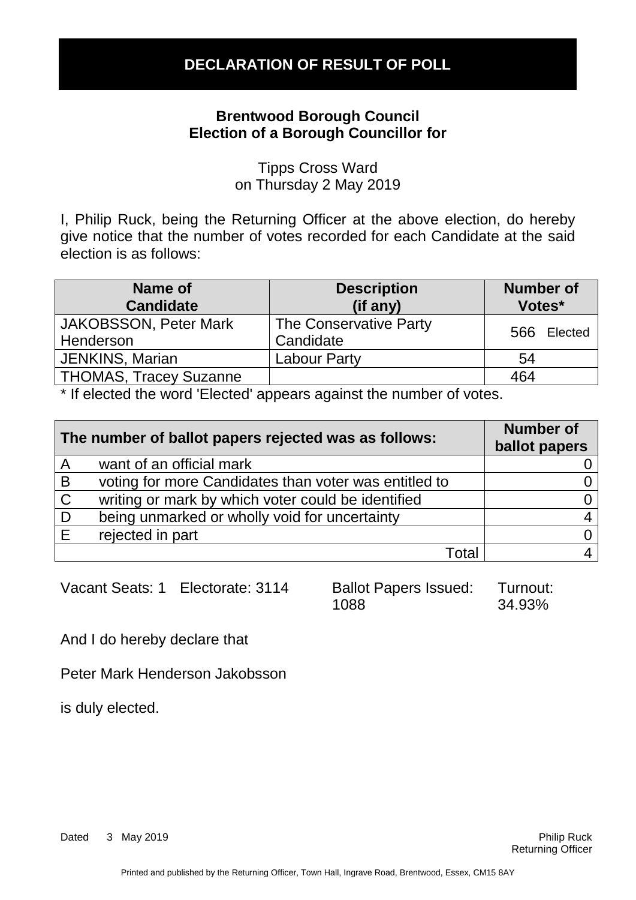# DECLARATION OF RESULT OF POLL

**Brentwood Borough Council**
**Election of a Borough Councillor for**

Tipps Cross Ward
on Thursday 2 May 2019

I, Philip Ruck, being the Returning Officer at the above election, do hereby give notice that the number of votes recorded for each Candidate at the said election is as follows:

| Name of Candidate | Description (if any) | Number of Votes* |
|---|---|---|
| JAKOBSSON, Peter Mark Henderson | The Conservative Party Candidate | 566 Elected |
| JENKINS, Marian | Labour Party | 54 |
| THOMAS, Tracey Suzanne | | 464 |

* If elected the word 'Elected' appears against the number of votes.

| | The number of ballot papers rejected was as follows: | Number of ballot papers |
|---|---|---|
| A | want of an official mark | 0 |
| B | voting for more Candidates than voter was entitled to | 0 |
| C | writing or mark by which voter could be identified | 0 |
| D | being unmarked or wholly void for uncertainty | 4 |
| E | rejected in part | 0 |
| | Total | 4 |

Vacant Seats: 1 Electorate: 3114 Ballot Papers Issued: 1088 Turnout: 34.93%

And I do hereby declare that

Peter Mark Henderson Jakobsson

is duly elected.

Dated 3 May 2019

Philip Ruck
Returning Officer

Printed and published by the Returning Officer, Town Hall, Ingrave Road, Brentwood, Essex, CM15 8AY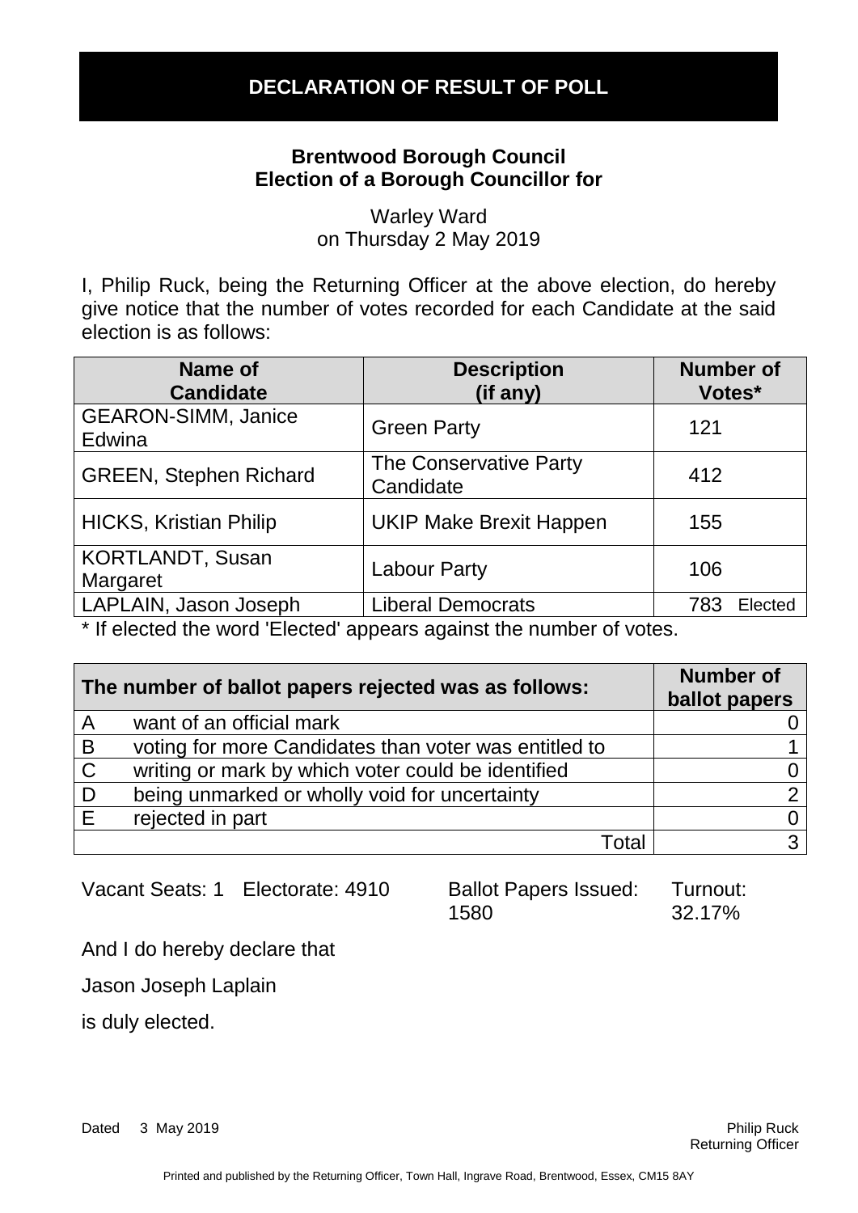# DECLARATION OF RESULT OF POLL

**Brentwood Borough Council**
**Election of a Borough Councillor for**

Warley Ward
on Thursday 2 May 2019

I, Philip Ruck, being the Returning Officer at the above election, do hereby give notice that the number of votes recorded for each Candidate at the said election is as follows:

| Name of Candidate | Description (if any) | Number of Votes* |
|---|---|---|
| GEARON-SIMM, Janice Edwina | Green Party | 121 |
| GREEN, Stephen Richard | The Conservative Party Candidate | 412 |
| HICKS, Kristian Philip | UKIP Make Brexit Happen | 155 |
| KORTLANDT, Susan Margaret | Labour Party | 106 |
| LAPLAIN, Jason Joseph | Liberal Democrats | 783 Elected |

\* If elected the word 'Elected' appears against the number of votes.

| The number of ballot papers rejected was as follows: | | Number of ballot papers |
|---|---|---|
| A | want of an official mark | 0 |
| B | voting for more Candidates than voter was entitled to | 1 |
| C | writing or mark by which voter could be identified | 0 |
| D | being unmarked or wholly void for uncertainty | 2 |
| E | rejected in part | 0 |
| | Total | 3 |

Vacant Seats: 1 Electorate: 4910 Ballot Papers Issued: 1580 Turnout: 32.17%

And I do hereby declare that

Jason Joseph Laplain

is duly elected.

Dated 3 May 2019

Philip Ruck
Returning Officer

Printed and published by the Returning Officer, Town Hall, Ingrave Road, Brentwood, Essex, CM15 8AY